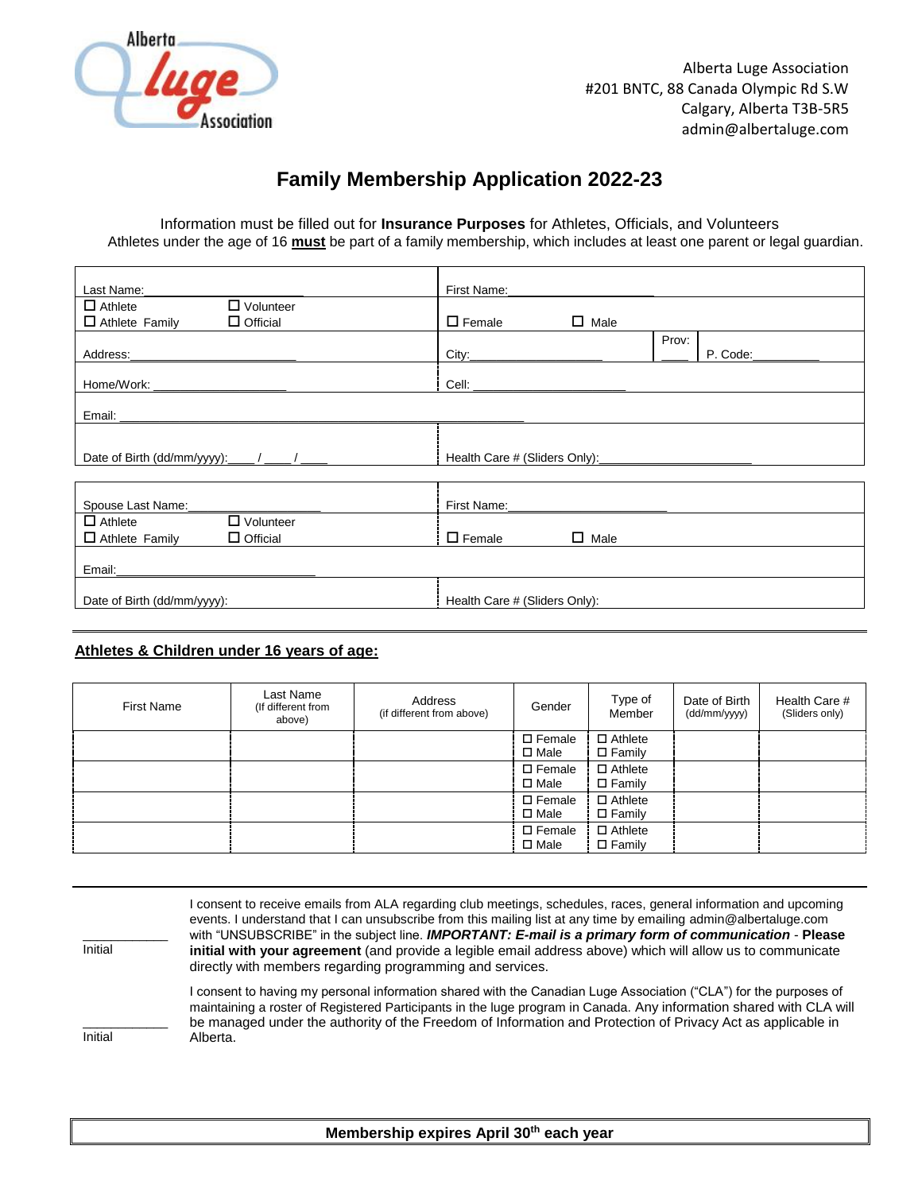Alberta Luge Association
#201 BNTC, 88 Canada Olympic Rd S.W
Calgary, Alberta T3B-5R5
admin@albertaluge.com

# Family Membership Application 2022-23

Information must be filled out for **Insurance Purposes** for Athletes, Officials, and Volunteers
Athletes under the age of 16 **must** be part of a family membership, which includes at least one parent or legal guardian.

| | |
|---|---|
| Last Name:________________ | First Name:________________ |
| ☐ Athlete ☐ Volunteer<br>☐ Athlete Family ☐ Official | ☐ Female ☐ Male |
| Address:________________ | City:________________ Prov: ____ P. Code:________ |
| Home/Work: ________________ | Cell: ________________ |
| Email: ________________ | |
| Date of Birth (dd/mm/yyyy):____ / ____ / ____ | Health Care # (Sliders Only):________________ |

| | |
|---|---|
| Spouse Last Name:________________ | First Name:________________ |
| ☐ Athlete ☐ Volunteer<br>☐ Athlete Family ☐ Official | ☐ Female ☐ Male |
| Email:________________ | |
| Date of Birth (dd/mm/yyyy): | Health Care # (Sliders Only): |

## Athletes & Children under 16 years of age:

| First Name | Last Name (If different from above) | Address (if different from above) | Gender | Type of Member | Date of Birth (dd/mm/yyyy) | Health Care # (Sliders only) |
|---|---|---|---|---|---|---|
| | | | ☐ Female ☐ Male | ☐ Athlete ☐ Family | | |
| | | | ☐ Female ☐ Male | ☐ Athlete ☐ Family | | |
| | | | ☐ Female ☐ Male | ☐ Athlete ☐ Family | | |
| | | | ☐ Female ☐ Male | ☐ Athlete ☐ Family | | |

___________
Initial

I consent to receive emails from ALA regarding club meetings, schedules, races, general information and upcoming events. I understand that I can unsubscribe from this mailing list at any time by emailing admin@albertaluge.com with "UNSUBSCRIBE" in the subject line. ***IMPORTANT: E-mail is a primary form of communication*** - **Please initial with your agreement** (and provide a legible email address above) which will allow us to communicate directly with members regarding programming and services.

___________
Initial

I consent to having my personal information shared with the Canadian Luge Association ("CLA") for the purposes of maintaining a roster of Registered Participants in the luge program in Canada. Any information shared with CLA will be managed under the authority of the Freedom of Information and Protection of Privacy Act as applicable in Alberta.

**Membership expires April 30th each year**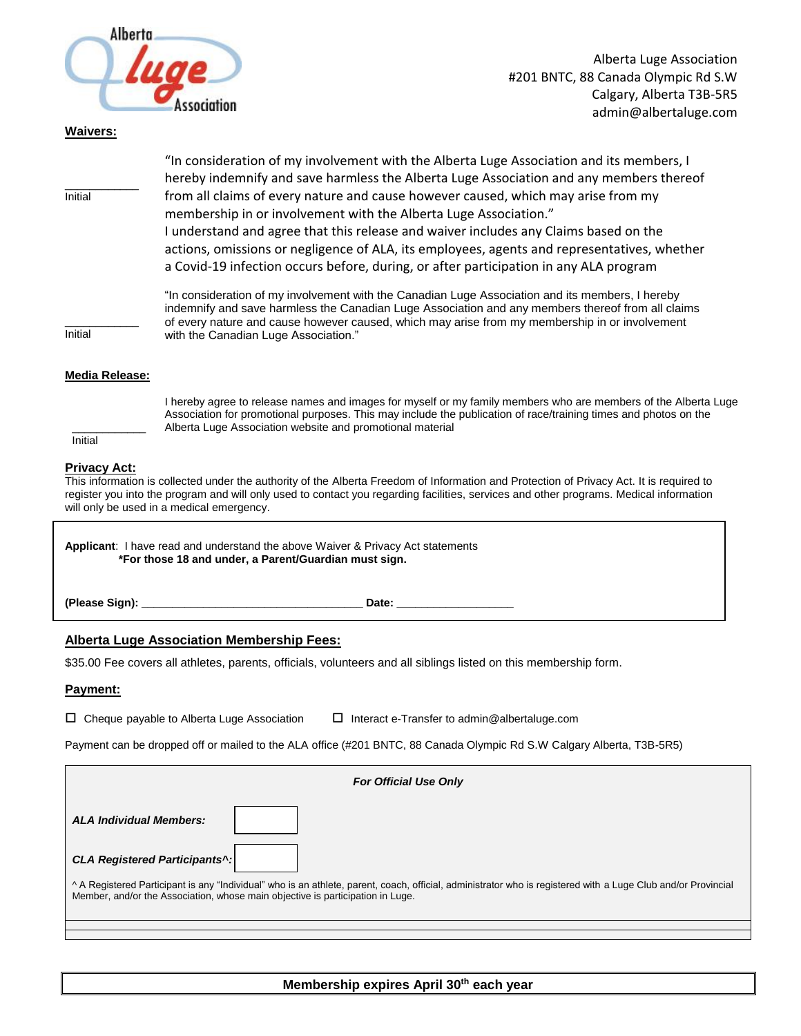Alberta Luge Association
#201 BNTC, 88 Canada Olympic Rd S.W
Calgary, Alberta T3B-5R5
admin@albertaluge.com

**Waivers:**

___________
Initial

"In consideration of my involvement with the Alberta Luge Association and its members, I hereby indemnify and save harmless the Alberta Luge Association and any members thereof from all claims of every nature and cause however caused, which may arise from my membership in or involvement with the Alberta Luge Association."
I understand and agree that this release and waiver includes any Claims based on the actions, omissions or negligence of ALA, its employees, agents and representatives, whether a Covid-19 infection occurs before, during, or after participation in any ALA program

___________
Initial

"In consideration of my involvement with the Canadian Luge Association and its members, I hereby indemnify and save harmless the Canadian Luge Association and any members thereof from all claims of every nature and cause however caused, which may arise from my membership in or involvement with the Canadian Luge Association."

**Media Release:**

___________
Initial

I hereby agree to release names and images for myself or my family members who are members of the Alberta Luge Association for promotional purposes. This may include the publication of race/training times and photos on the Alberta Luge Association website and promotional material

**Privacy Act:**
This information is collected under the authority of the Alberta Freedom of Information and Protection of Privacy Act. It is required to register you into the program and will only used to contact you regarding facilities, services and other programs. Medical information will only be used in a medical emergency.

**Applicant**: I have read and understand the above Waiver & Privacy Act statements
**\*For those 18 and under, a Parent/Guardian must sign.**

**(Please Sign):** ___________________________________ **Date:** __________________

**Alberta Luge Association Membership Fees:**

$35.00 Fee covers all athletes, parents, officials, volunteers and all siblings listed on this membership form.

**Payment:**

☐ Cheque payable to Alberta Luge Association ☐ Interact e-Transfer to admin@albertaluge.com

Payment can be dropped off or mailed to the ALA office (#201 BNTC, 88 Canada Olympic Rd S.W Calgary Alberta, T3B-5R5)

***For Official Use Only***

| | |
|---|---|
| ***ALA Individual Members:*** | |
| ***CLA Registered Participants^:*** | |

^ A Registered Participant is any "Individual" who is an athlete, parent, coach, official, administrator who is registered with a Luge Club and/or Provincial Member, and/or the Association, whose main objective is participation in Luge.

**Membership expires April 30th each year**